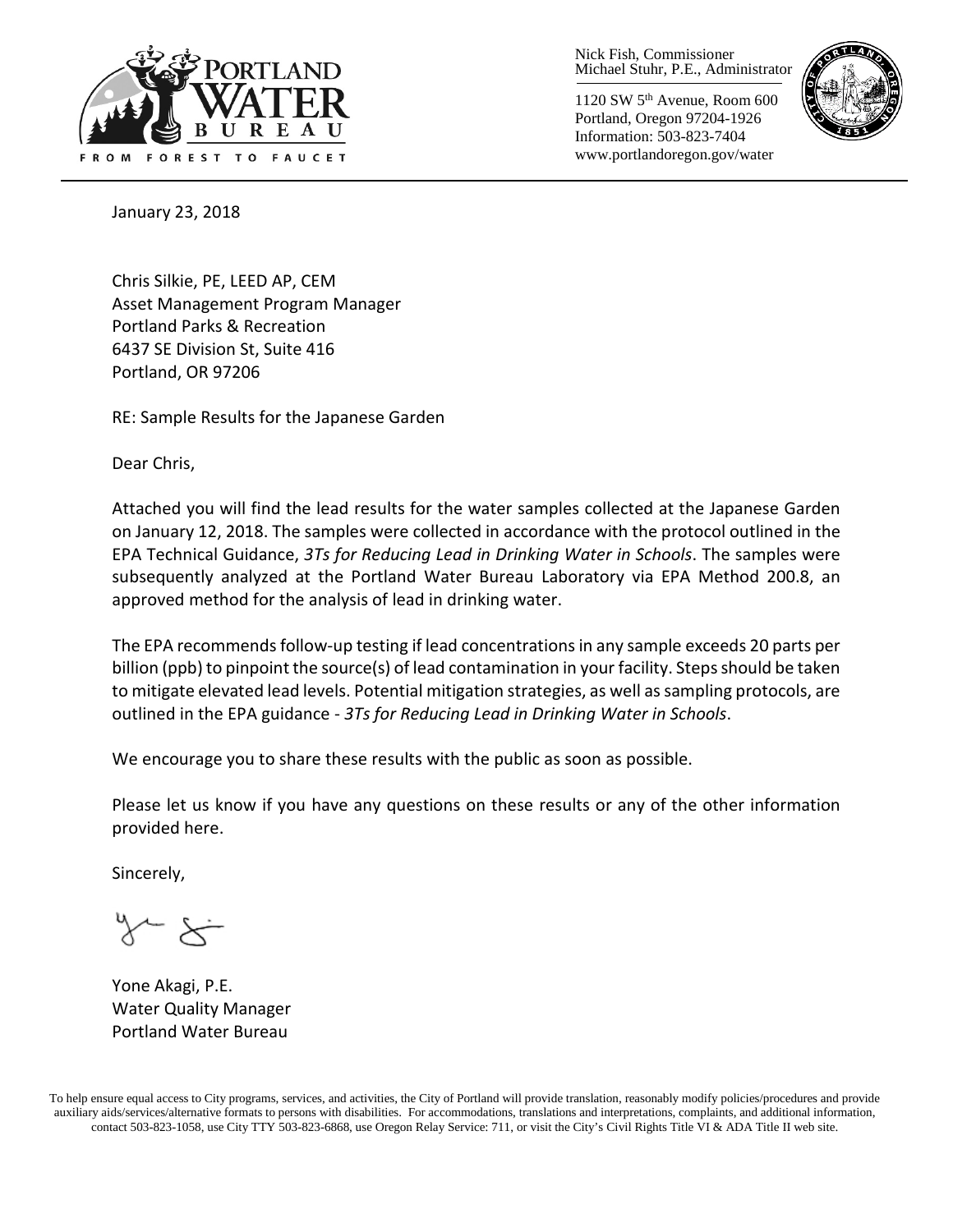Nick Fish, Commissioner
Michael Stuhr, P.E., Administrator

1120 SW 5th Avenue, Room 600
Portland, Oregon 97204-1926
Information: 503-823-7404
www.portlandoregon.gov/water

PORTLAND WATER BUREAU
FROM FOREST TO FAUCET

January 23, 2018

Chris Silkie, PE, LEED AP, CEM
Asset Management Program Manager
Portland Parks & Recreation
6437 SE Division St, Suite 416
Portland, OR 97206

RE: Sample Results for the Japanese Garden

Dear Chris,

Attached you will find the lead results for the water samples collected at the Japanese Garden on January 12, 2018. The samples were collected in accordance with the protocol outlined in the EPA Technical Guidance, *3Ts for Reducing Lead in Drinking Water in Schools*. The samples were subsequently analyzed at the Portland Water Bureau Laboratory via EPA Method 200.8, an approved method for the analysis of lead in drinking water.

The EPA recommends follow-up testing if lead concentrations in any sample exceeds 20 parts per billion (ppb) to pinpoint the source(s) of lead contamination in your facility. Steps should be taken to mitigate elevated lead levels. Potential mitigation strategies, as well as sampling protocols, are outlined in the EPA guidance - *3Ts for Reducing Lead in Drinking Water in Schools*.

We encourage you to share these results with the public as soon as possible.

Please let us know if you have any questions on these results or any of the other information provided here.

Sincerely,

Yone Akagi, P.E.
Water Quality Manager
Portland Water Bureau

To help ensure equal access to City programs, services, and activities, the City of Portland will provide translation, reasonably modify policies/procedures and provide auxiliary aids/services/alternative formats to persons with disabilities. For accommodations, translations and interpretations, complaints, and additional information, contact 503-823-1058, use City TTY 503-823-6868, use Oregon Relay Service: 711, or visit the City's Civil Rights Title VI & ADA Title II web site.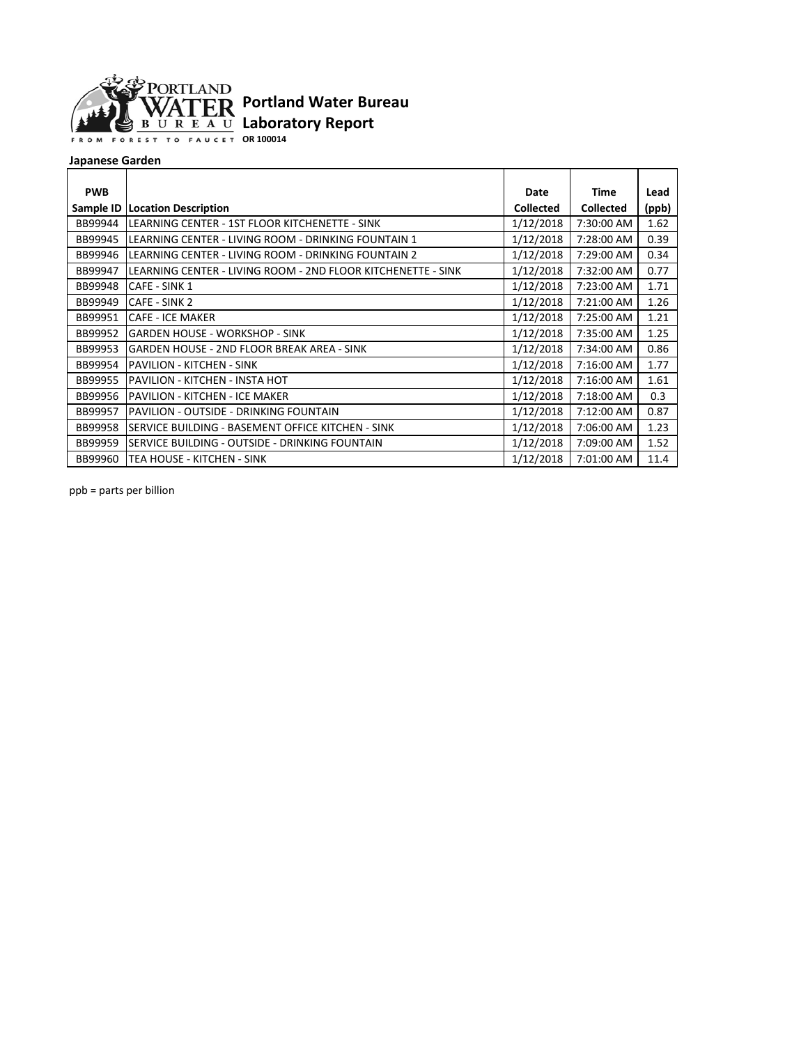# Portland Water Bureau
## Laboratory Report

PORTLAND WATER BUREAU
FROM FOREST TO FAUCET

**OR 100014**

**Japanese Garden**

| PWB Sample ID | Location Description | Date Collected | Time Collected | Lead (ppb) |
|---|---|---|---|---|
| BB99944 | LEARNING CENTER - 1ST FLOOR KITCHENETTE - SINK | 1/12/2018 | 7:30:00 AM | 1.62 |
| BB99945 | LEARNING CENTER - LIVING ROOM - DRINKING FOUNTAIN 1 | 1/12/2018 | 7:28:00 AM | 0.39 |
| BB99946 | LEARNING CENTER - LIVING ROOM - DRINKING FOUNTAIN 2 | 1/12/2018 | 7:29:00 AM | 0.34 |
| BB99947 | LEARNING CENTER - LIVING ROOM - 2ND FLOOR KITCHENETTE - SINK | 1/12/2018 | 7:32:00 AM | 0.77 |
| BB99948 | CAFE - SINK 1 | 1/12/2018 | 7:23:00 AM | 1.71 |
| BB99949 | CAFE - SINK 2 | 1/12/2018 | 7:21:00 AM | 1.26 |
| BB99951 | CAFE - ICE MAKER | 1/12/2018 | 7:25:00 AM | 1.21 |
| BB99952 | GARDEN HOUSE - WORKSHOP - SINK | 1/12/2018 | 7:35:00 AM | 1.25 |
| BB99953 | GARDEN HOUSE - 2ND FLOOR BREAK AREA - SINK | 1/12/2018 | 7:34:00 AM | 0.86 |
| BB99954 | PAVILION - KITCHEN - SINK | 1/12/2018 | 7:16:00 AM | 1.77 |
| BB99955 | PAVILION - KITCHEN - INSTA HOT | 1/12/2018 | 7:16:00 AM | 1.61 |
| BB99956 | PAVILION - KITCHEN - ICE MAKER | 1/12/2018 | 7:18:00 AM | 0.3 |
| BB99957 | PAVILION - OUTSIDE - DRINKING FOUNTAIN | 1/12/2018 | 7:12:00 AM | 0.87 |
| BB99958 | SERVICE BUILDING - BASEMENT OFFICE KITCHEN - SINK | 1/12/2018 | 7:06:00 AM | 1.23 |
| BB99959 | SERVICE BUILDING - OUTSIDE - DRINKING FOUNTAIN | 1/12/2018 | 7:09:00 AM | 1.52 |
| BB99960 | TEA HOUSE - KITCHEN - SINK | 1/12/2018 | 7:01:00 AM | 11.4 |

ppb = parts per billion